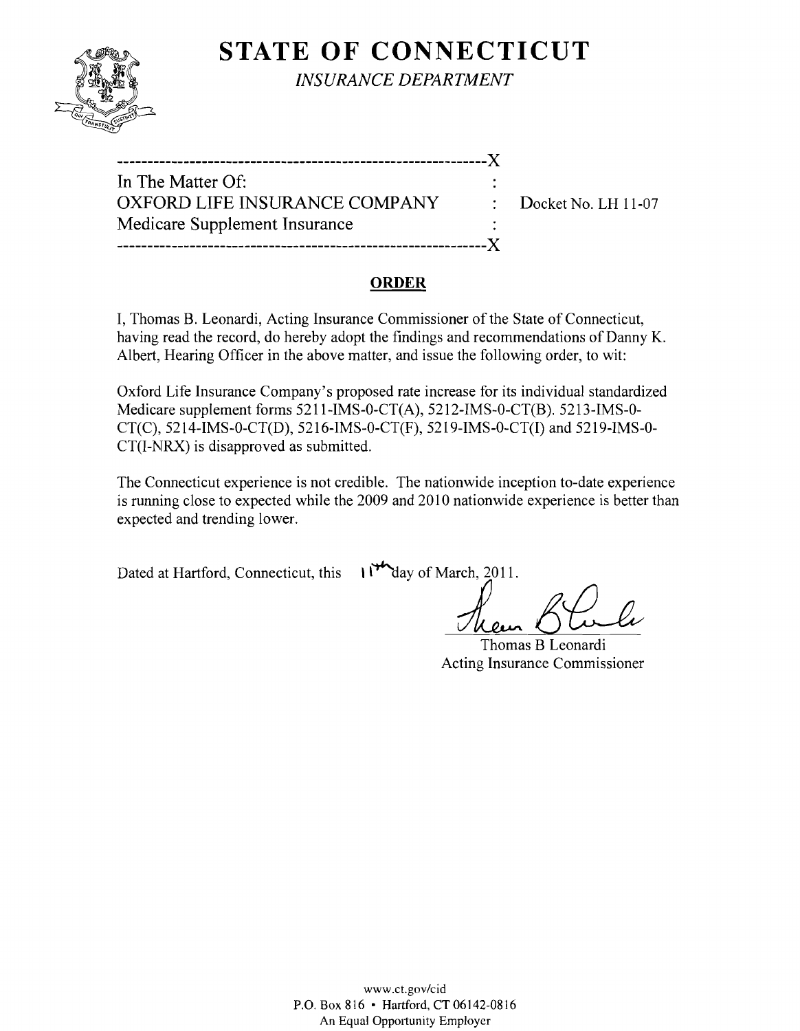# STATE OF CONNECTICUT

*INSURANCE DEPARTMENT*

---

In The Matter Of:
OXFORD LIFE INSURANCE COMPANY : Docket No. LH 11-07
Medicare Supplement Insurance

---

## ORDER

I, Thomas B. Leonardi, Acting Insurance Commissioner of the State of Connecticut, having read the record, do hereby adopt the findings and recommendations of Danny K. Albert, Hearing Officer in the above matter, and issue the following order, to wit:

Oxford Life Insurance Company's proposed rate increase for its individual standardized Medicare supplement forms 5211-IMS-0-CT(A), 5212-IMS-0-CT(B). 5213-IMS-0-CT(C), 5214-IMS-0-CT(D), 5216-IMS-0-CT(F), 5219-IMS-0-CT(I) and 5219-IMS-0-CT(I-NRX) is disapproved as submitted.

The Connecticut experience is not credible. The nationwide inception to-date experience is running close to expected while the 2009 and 2010 nationwide experience is better than expected and trending lower.

Dated at Hartford, Connecticut, this 11th day of March, 2011.

Thomas B Leonardi
Acting Insurance Commissioner

www.ct.gov/cid
P.O. Box 816 • Hartford, CT 06142-0816
An Equal Opportunity Employer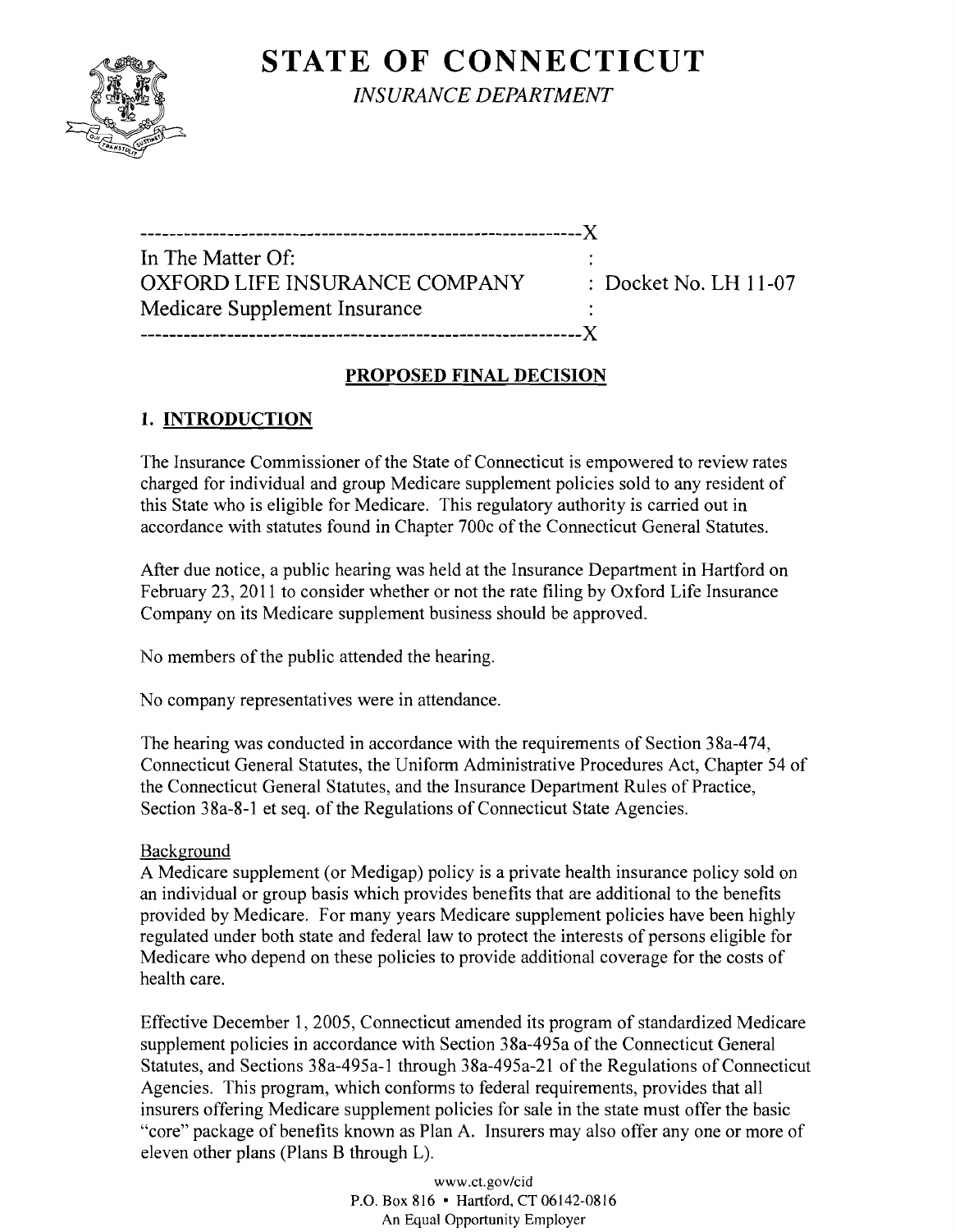# STATE OF CONNECTICUT

*INSURANCE DEPARTMENT*

```
-------------------------------------------------------------X
In The Matter Of:                                :
OXFORD LIFE INSURANCE COMPANY                    : Docket No. LH 11-07
Medicare Supplement Insurance                    :
-------------------------------------------------------------X
```

## PROPOSED FINAL DECISION

## 1. INTRODUCTION

The Insurance Commissioner of the State of Connecticut is empowered to review rates charged for individual and group Medicare supplement policies sold to any resident of this State who is eligible for Medicare. This regulatory authority is carried out in accordance with statutes found in Chapter 700c of the Connecticut General Statutes.

After due notice, a public hearing was held at the Insurance Department in Hartford on February 23, 2011 to consider whether or not the rate filing by Oxford Life Insurance Company on its Medicare supplement business should be approved.

No members of the public attended the hearing.

No company representatives were in attendance.

The hearing was conducted in accordance with the requirements of Section 38a-474, Connecticut General Statutes, the Uniform Administrative Procedures Act, Chapter 54 of the Connecticut General Statutes, and the Insurance Department Rules of Practice, Section 38a-8-1 et seq. of the Regulations of Connecticut State Agencies.

Background

A Medicare supplement (or Medigap) policy is a private health insurance policy sold on an individual or group basis which provides benefits that are additional to the benefits provided by Medicare. For many years Medicare supplement policies have been highly regulated under both state and federal law to protect the interests of persons eligible for Medicare who depend on these policies to provide additional coverage for the costs of health care.

Effective December 1, 2005, Connecticut amended its program of standardized Medicare supplement policies in accordance with Section 38a-495a of the Connecticut General Statutes, and Sections 38a-495a-1 through 38a-495a-21 of the Regulations of Connecticut Agencies. This program, which conforms to federal requirements, provides that all insurers offering Medicare supplement policies for sale in the state must offer the basic "core" package of benefits known as Plan A. Insurers may also offer any one or more of eleven other plans (Plans B through L).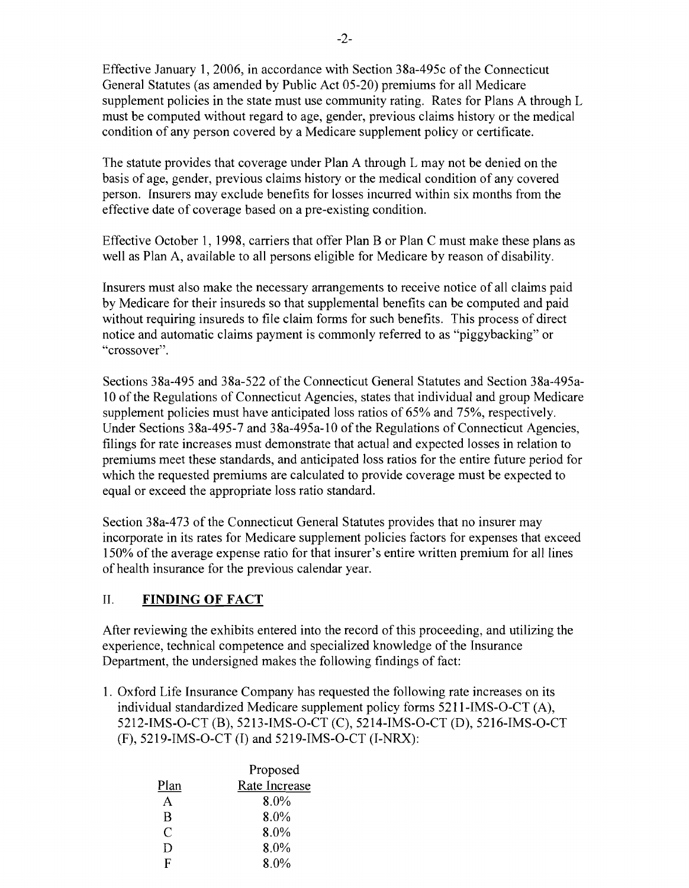Effective January 1, 2006, in accordance with Section 38a-495c of the Connecticut General Statutes (as amended by Public Act 05-20) premiums for all Medicare supplement policies in the state must use community rating. Rates for Plans A through L must be computed without regard to age, gender, previous claims history or the medical condition of any person covered by a Medicare supplement policy or certificate.

The statute provides that coverage under Plan A through L may not be denied on the basis of age, gender, previous claims history or the medical condition of any covered person. Insurers may exclude benefits for losses incurred within six months from the effective date of coverage based on a pre-existing condition.

Effective October 1, 1998, carriers that offer Plan B or Plan C must make these plans as well as Plan A, available to all persons eligible for Medicare by reason of disability.

Insurers must also make the necessary arrangements to receive notice of all claims paid by Medicare for their insureds so that supplemental benefits can be computed and paid without requiring insureds to file claim forms for such benefits. This process of direct notice and automatic claims payment is commonly referred to as "piggybacking" or "crossover".

Sections 38a-495 and 38a-522 of the Connecticut General Statutes and Section 38a-495a-10 of the Regulations of Connecticut Agencies, states that individual and group Medicare supplement policies must have anticipated loss ratios of 65% and 75%, respectively. Under Sections 38a-495-7 and 38a-495a-10 of the Regulations of Connecticut Agencies, filings for rate increases must demonstrate that actual and expected losses in relation to premiums meet these standards, and anticipated loss ratios for the entire future period for which the requested premiums are calculated to provide coverage must be expected to equal or exceed the appropriate loss ratio standard.

Section 38a-473 of the Connecticut General Statutes provides that no insurer may incorporate in its rates for Medicare supplement policies factors for expenses that exceed 150% of the average expense ratio for that insurer's entire written premium for all lines of health insurance for the previous calendar year.

## II. FINDING OF FACT

After reviewing the exhibits entered into the record of this proceeding, and utilizing the experience, technical competence and specialized knowledge of the Insurance Department, the undersigned makes the following findings of fact:

1. Oxford Life Insurance Company has requested the following rate increases on its individual standardized Medicare supplement policy forms 5211-IMS-O-CT (A), 5212-IMS-O-CT (B), 5213-IMS-O-CT (C), 5214-IMS-O-CT (D), 5216-IMS-O-CT (F), 5219-IMS-O-CT (I) and 5219-IMS-O-CT (I-NRX):

| Plan | Proposed Rate Increase |
|---|---|
| A | 8.0% |
| B | 8.0% |
| C | 8.0% |
| D | 8.0% |
| F | 8.0% |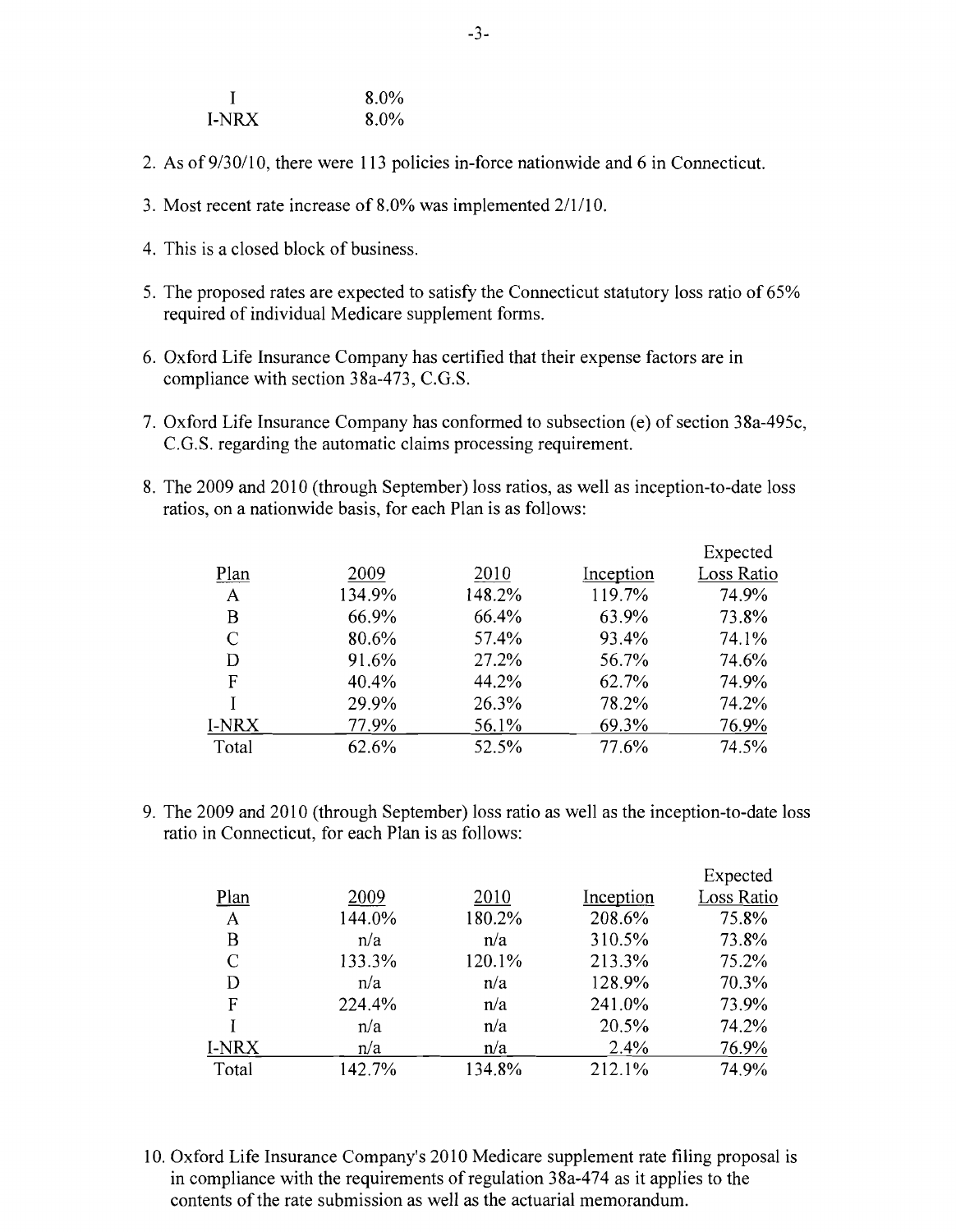| | |
|---|---|
| I | 8.0% |
| I-NRX | 8.0% |

2. As of 9/30/10, there were 113 policies in-force nationwide and 6 in Connecticut.

3. Most recent rate increase of 8.0% was implemented 2/1/10.

4. This is a closed block of business.

5. The proposed rates are expected to satisfy the Connecticut statutory loss ratio of 65% required of individual Medicare supplement forms.

6. Oxford Life Insurance Company has certified that their expense factors are in compliance with section 38a-473, C.G.S.

7. Oxford Life Insurance Company has conformed to subsection (e) of section 38a-495c, C.G.S. regarding the automatic claims processing requirement.

8. The 2009 and 2010 (through September) loss ratios, as well as inception-to-date loss ratios, on a nationwide basis, for each Plan is as follows:

| Plan | 2009 | 2010 | Inception | Expected Loss Ratio |
|---|---|---|---|---|
| A | 134.9% | 148.2% | 119.7% | 74.9% |
| B | 66.9% | 66.4% | 63.9% | 73.8% |
| C | 80.6% | 57.4% | 93.4% | 74.1% |
| D | 91.6% | 27.2% | 56.7% | 74.6% |
| F | 40.4% | 44.2% | 62.7% | 74.9% |
| I | 29.9% | 26.3% | 78.2% | 74.2% |
| I-NRX | 77.9% | 56.1% | 69.3% | 76.9% |
| Total | 62.6% | 52.5% | 77.6% | 74.5% |

9. The 2009 and 2010 (through September) loss ratio as well as the inception-to-date loss ratio in Connecticut, for each Plan is as follows:

| Plan | 2009 | 2010 | Inception | Expected Loss Ratio |
|---|---|---|---|---|
| A | 144.0% | 180.2% | 208.6% | 75.8% |
| B | n/a | n/a | 310.5% | 73.8% |
| C | 133.3% | 120.1% | 213.3% | 75.2% |
| D | n/a | n/a | 128.9% | 70.3% |
| F | 224.4% | n/a | 241.0% | 73.9% |
| I | n/a | n/a | 20.5% | 74.2% |
| I-NRX | n/a | n/a | 2.4% | 76.9% |
| Total | 142.7% | 134.8% | 212.1% | 74.9% |

10. Oxford Life Insurance Company's 2010 Medicare supplement rate filing proposal is in compliance with the requirements of regulation 38a-474 as it applies to the contents of the rate submission as well as the actuarial memorandum.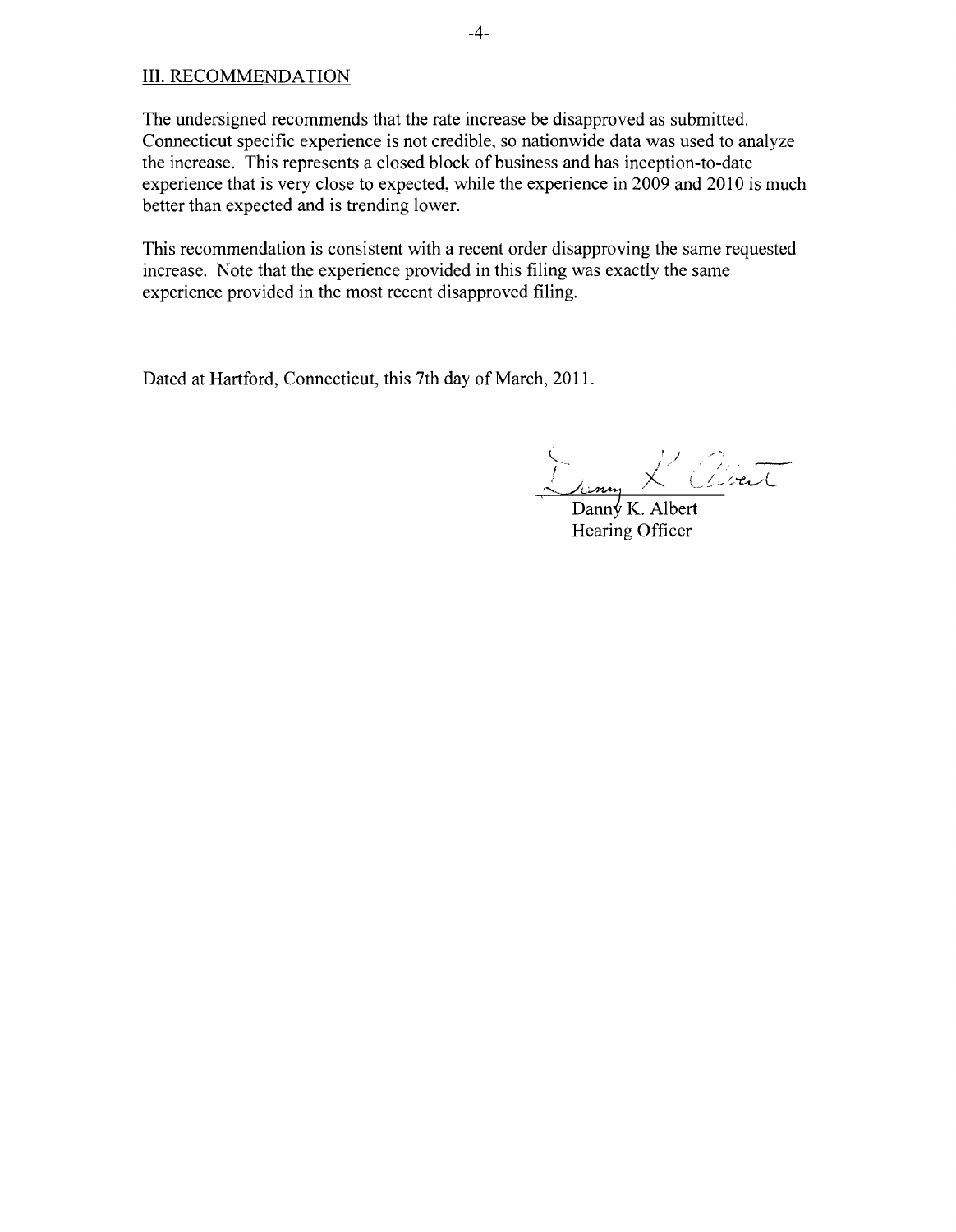## III. RECOMMENDATION

The undersigned recommends that the rate increase be disapproved as submitted. Connecticut specific experience is not credible, so nationwide data was used to analyze the increase. This represents a closed block of business and has inception-to-date experience that is very close to expected, while the experience in 2009 and 2010 is much better than expected and is trending lower.

This recommendation is consistent with a recent order disapproving the same requested increase. Note that the experience provided in this filing was exactly the same experience provided in the most recent disapproved filing.

Dated at Hartford, Connecticut, this 7th day of March, 2011.

Danny K. Albert
Hearing Officer